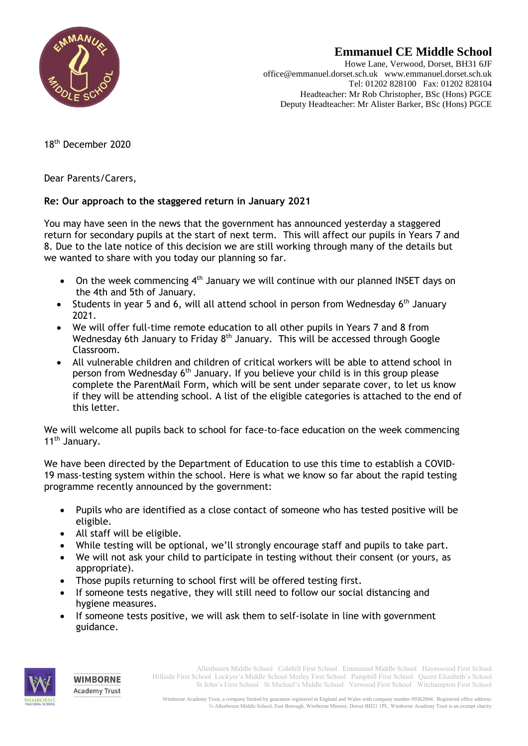# Emmanuel CE Middle School

Howe Lane, Verwood, Dorset, BH31 6JF
office@emmanuel.dorset.sch.uk www.emmanuel.dorset.sch.uk
Tel: 01202 828100 Fax: 01202 828104
Headteacher: Mr Rob Christopher, BSc (Hons) PGCE
Deputy Headteacher: Mr Alister Barker, BSc (Hons) PGCE

18th December 2020

Dear Parents/Carers,

**Re: Our approach to the staggered return in January 2021**

You may have seen in the news that the government has announced yesterday a staggered return for secondary pupils at the start of next term. This will affect our pupils in Years 7 and 8. Due to the late notice of this decision we are still working through many of the details but we wanted to share with you today our planning so far.

- On the week commencing 4th January we will continue with our planned INSET days on the 4th and 5th of January.
- Students in year 5 and 6, will all attend school in person from Wednesday 6th January 2021.
- We will offer full-time remote education to all other pupils in Years 7 and 8 from Wednesday 6th January to Friday 8th January. This will be accessed through Google Classroom.
- All vulnerable children and children of critical workers will be able to attend school in person from Wednesday 6th January. If you believe your child is in this group please complete the ParentMail Form, which will be sent under separate cover, to let us know if they will be attending school. A list of the eligible categories is attached to the end of this letter.

We will welcome all pupils back to school for face-to-face education on the week commencing 11th January.

We have been directed by the Department of Education to use this time to establish a COVID-19 mass-testing system within the school. Here is what we know so far about the rapid testing programme recently announced by the government:

- Pupils who are identified as a close contact of someone who has tested positive will be eligible.
- All staff will be eligible.
- While testing will be optional, we'll strongly encourage staff and pupils to take part.
- We will not ask your child to participate in testing without their consent (or yours, as appropriate).
- Those pupils returning to school first will be offered testing first.
- If someone tests negative, they will still need to follow our social distancing and hygiene measures.
- If someone tests positive, we will ask them to self-isolate in line with government guidance.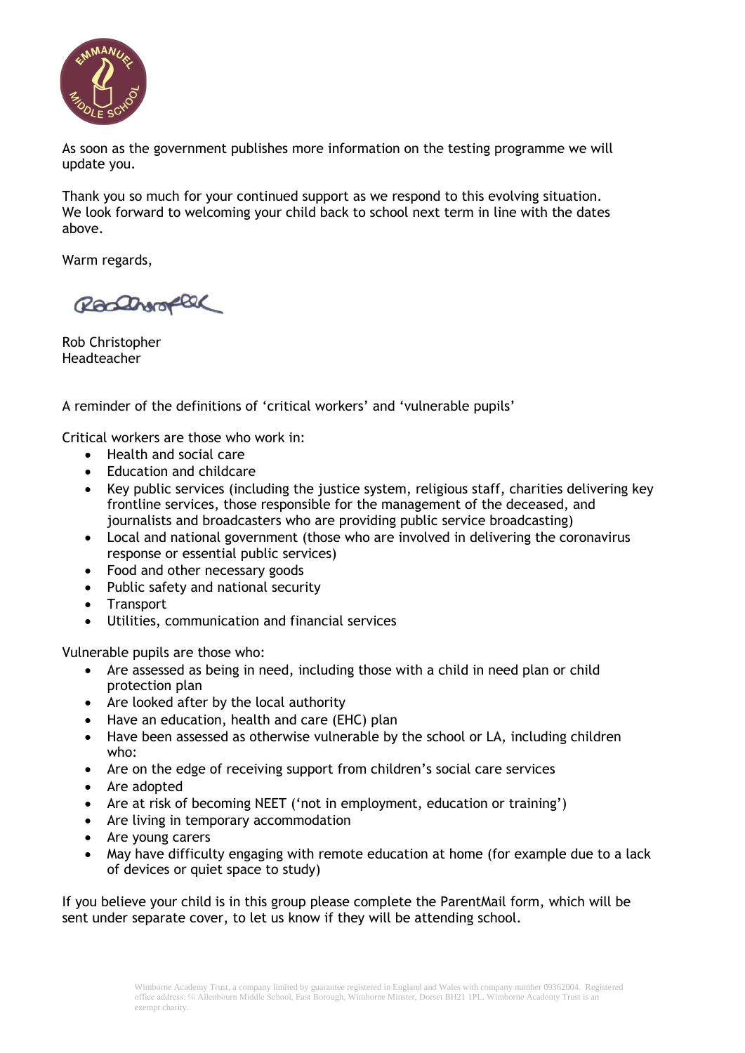As soon as the government publishes more information on the testing programme we will update you.

Thank you so much for your continued support as we respond to this evolving situation. We look forward to welcoming your child back to school next term in line with the dates above.

Warm regards,

Rob Christopher
Headteacher

A reminder of the definitions of 'critical workers' and 'vulnerable pupils'

Critical workers are those who work in:

- Health and social care
- Education and childcare
- Key public services (including the justice system, religious staff, charities delivering key frontline services, those responsible for the management of the deceased, and journalists and broadcasters who are providing public service broadcasting)
- Local and national government (those who are involved in delivering the coronavirus response or essential public services)
- Food and other necessary goods
- Public safety and national security
- Transport
- Utilities, communication and financial services

Vulnerable pupils are those who:

- Are assessed as being in need, including those with a child in need plan or child protection plan
- Are looked after by the local authority
- Have an education, health and care (EHC) plan
- Have been assessed as otherwise vulnerable by the school or LA, including children who:
- Are on the edge of receiving support from children's social care services
- Are adopted
- Are at risk of becoming NEET ('not in employment, education or training')
- Are living in temporary accommodation
- Are young carers
- May have difficulty engaging with remote education at home (for example due to a lack of devices or quiet space to study)

If you believe your child is in this group please complete the ParentMail form, which will be sent under separate cover, to let us know if they will be attending school.

Wimborne Academy Trust, a company limited by guarantee registered in England and Wales with company number 09362004. Registered office address: ℅ Allenbourn Middle School, East Borough, Wimborne Minster, Dorset BH21 1PL. Wimborne Academy Trust is an exempt charity.